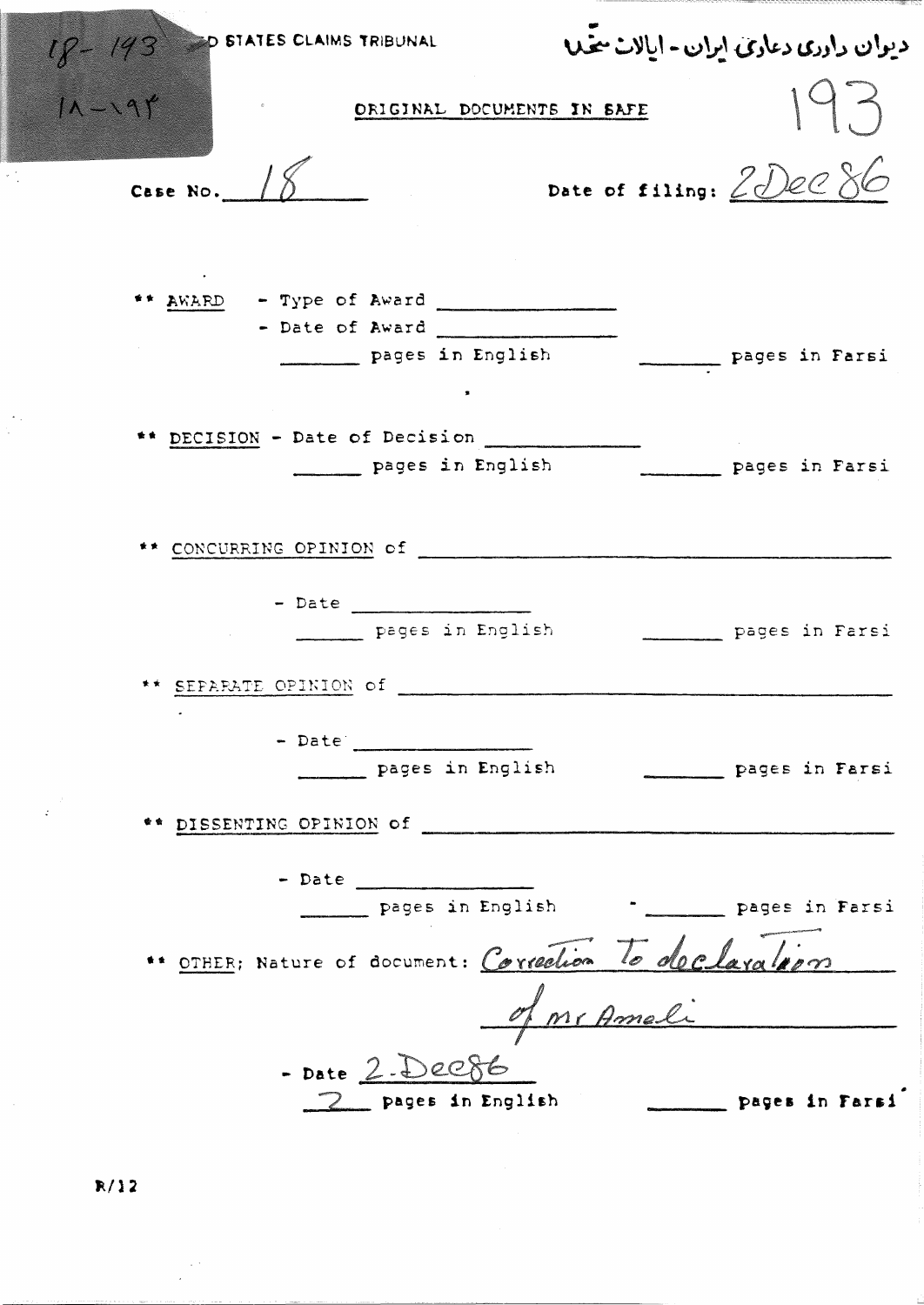18 - 193

۱۸ - ۱۹۳

D STATES CLAIMS TRIBUNAL

دیوان داوری دعاوی ایران - ایالات متحده

ORIGINAL DOCUMENTS IN SAFE

193

Case No. 18

Date of filing: 2 Dec 86

** AWARD - Type of Award ______________

- Date of Award ______________

______ pages in English ______ pages in Farsi

** DECISION - Date of Decision ______________

______ pages in English ______ pages in Farsi

** CONCURRING OPINION of ______________

- Date ______________

______ pages in English ______ pages in Farsi

** SEPARATE OPINION of ______________

- Date ______________

______ pages in English ______ pages in Farsi

** DISSENTING OPINION of ______________

- Date ______________

______ pages in English ______ pages in Farsi

** OTHER; Nature of document: Correction to declaration of Mr Ameli

- Date 2 Dec 86

2 pages in English ______ pages in Farsi

R/12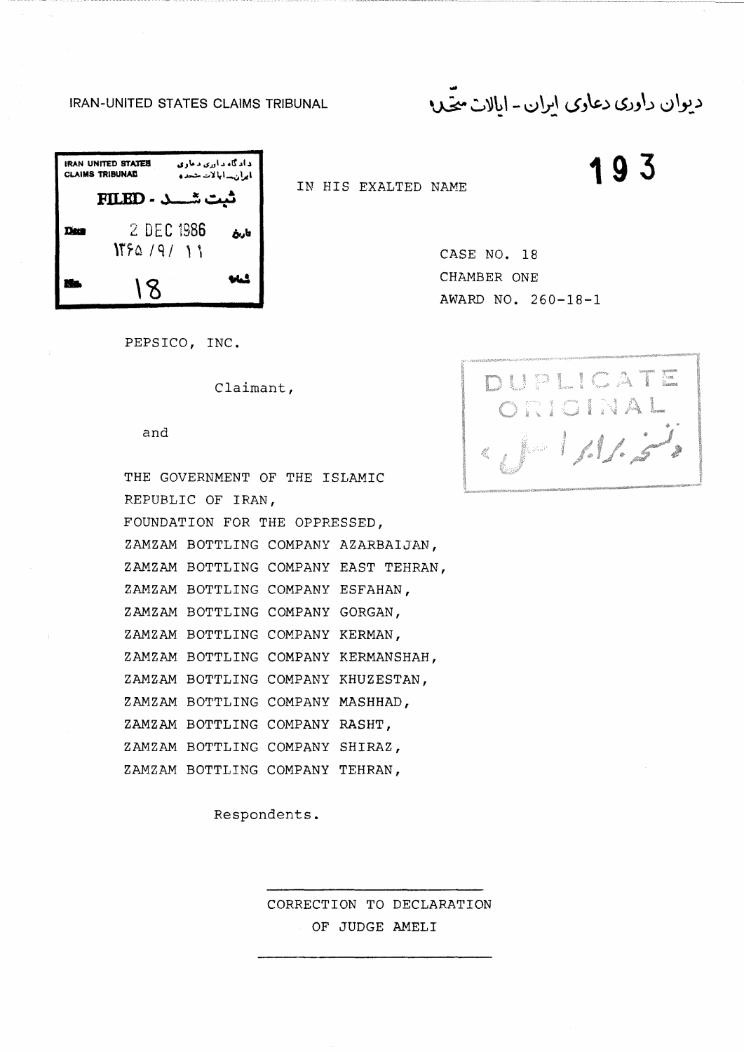IRAN-UNITED STATES CLAIMS TRIBUNAL

دیوان داوری دعاوی ایران - ایالات متحده

| IRAN UNITED STATES CLAIMS TRIBUNAL | دادگاه داوری دعاوی ایران ـ ایالات متحده |
|---|---|
| FILED - ثبت شد | |
| Date 2 DEC 1986 ۱۳۶۵ / ۹ / ۱۱ | تاریخ |
| No. 18 | شماره |

IN HIS EXALTED NAME

193

CASE NO. 18
CHAMBER ONE
AWARD NO. 260-18-1

DUPLICATE ORIGINAL
نسخه برابر اصل

PEPSICO, INC.

Claimant,

and

THE GOVERNMENT OF THE ISLAMIC REPUBLIC OF IRAN,
FOUNDATION FOR THE OPPRESSED,
ZAMZAM BOTTLING COMPANY AZARBAIJAN,
ZAMZAM BOTTLING COMPANY EAST TEHRAN,
ZAMZAM BOTTLING COMPANY ESFAHAN,
ZAMZAM BOTTLING COMPANY GORGAN,
ZAMZAM BOTTLING COMPANY KERMAN,
ZAMZAM BOTTLING COMPANY KERMANSHAH,
ZAMZAM BOTTLING COMPANY KHUZESTAN,
ZAMZAM BOTTLING COMPANY MASHHAD,
ZAMZAM BOTTLING COMPANY RASHT,
ZAMZAM BOTTLING COMPANY SHIRAZ,
ZAMZAM BOTTLING COMPANY TEHRAN,

Respondents.

---

CORRECTION TO DECLARATION
OF JUDGE AMELI

---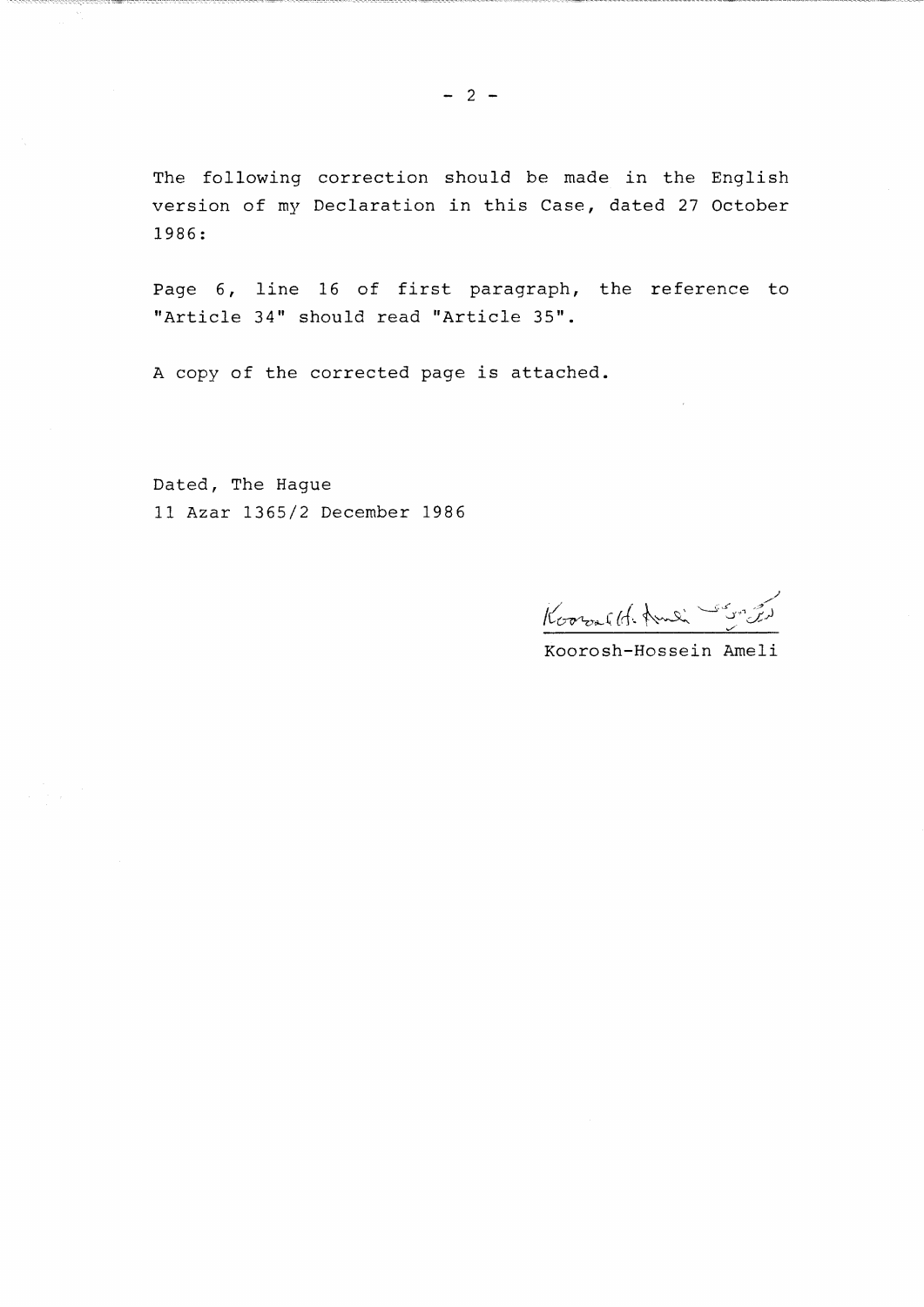The following correction should be made in the English version of my Declaration in this Case, dated 27 October 1986:

Page 6, line 16 of first paragraph, the reference to "Article 34" should read "Article 35".

A copy of the corrected page is attached.

Dated, The Hague
11 Azar 1365/2 December 1986

Koorosh-Hossein Ameli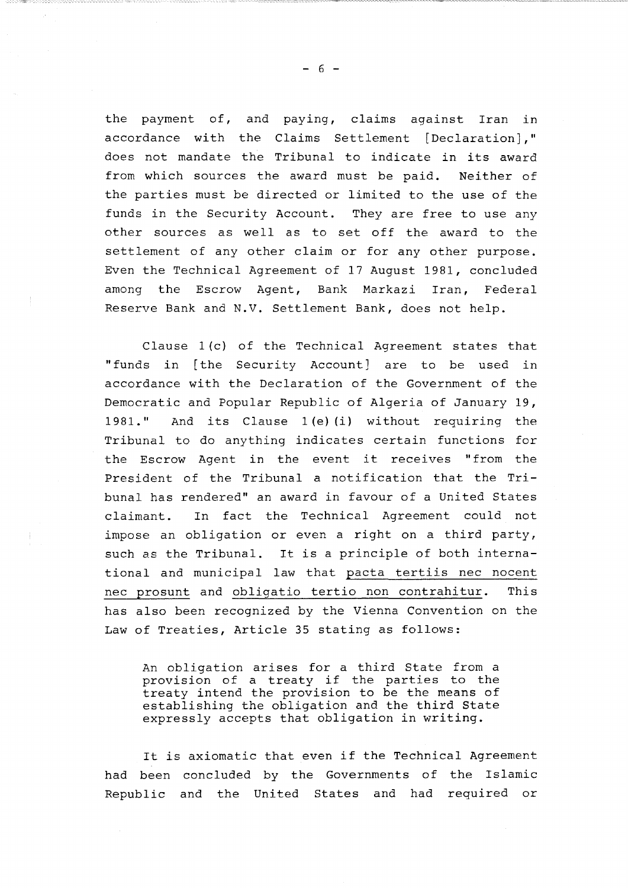the payment of, and paying, claims against Iran in accordance with the Claims Settlement [Declaration]," does not mandate the Tribunal to indicate in its award from which sources the award must be paid. Neither of the parties must be directed or limited to the use of the funds in the Security Account. They are free to use any other sources as well as to set off the award to the settlement of any other claim or for any other purpose. Even the Technical Agreement of 17 August 1981, concluded among the Escrow Agent, Bank Markazi Iran, Federal Reserve Bank and N.V. Settlement Bank, does not help.

Clause 1(c) of the Technical Agreement states that "funds in [the Security Account] are to be used in accordance with the Declaration of the Government of the Democratic and Popular Republic of Algeria of January 19, 1981." And its Clause 1(e)(i) without requiring the Tribunal to do anything indicates certain functions for the Escrow Agent in the event it receives "from the President of the Tribunal a notification that the Tribunal has rendered" an award in favour of a United States claimant. In fact the Technical Agreement could not impose an obligation or even a right on a third party, such as the Tribunal. It is a principle of both international and municipal law that _pacta tertiis nec nocent nec prosunt_ and _obligatio tertio non contrahitur_. This has also been recognized by the Vienna Convention on the Law of Treaties, Article 35 stating as follows:

> An obligation arises for a third State from a provision of a treaty if the parties to the treaty intend the provision to be the means of establishing the obligation and the third State expressly accepts that obligation in writing.

It is axiomatic that even if the Technical Agreement had been concluded by the Governments of the Islamic Republic and the United States and had required or